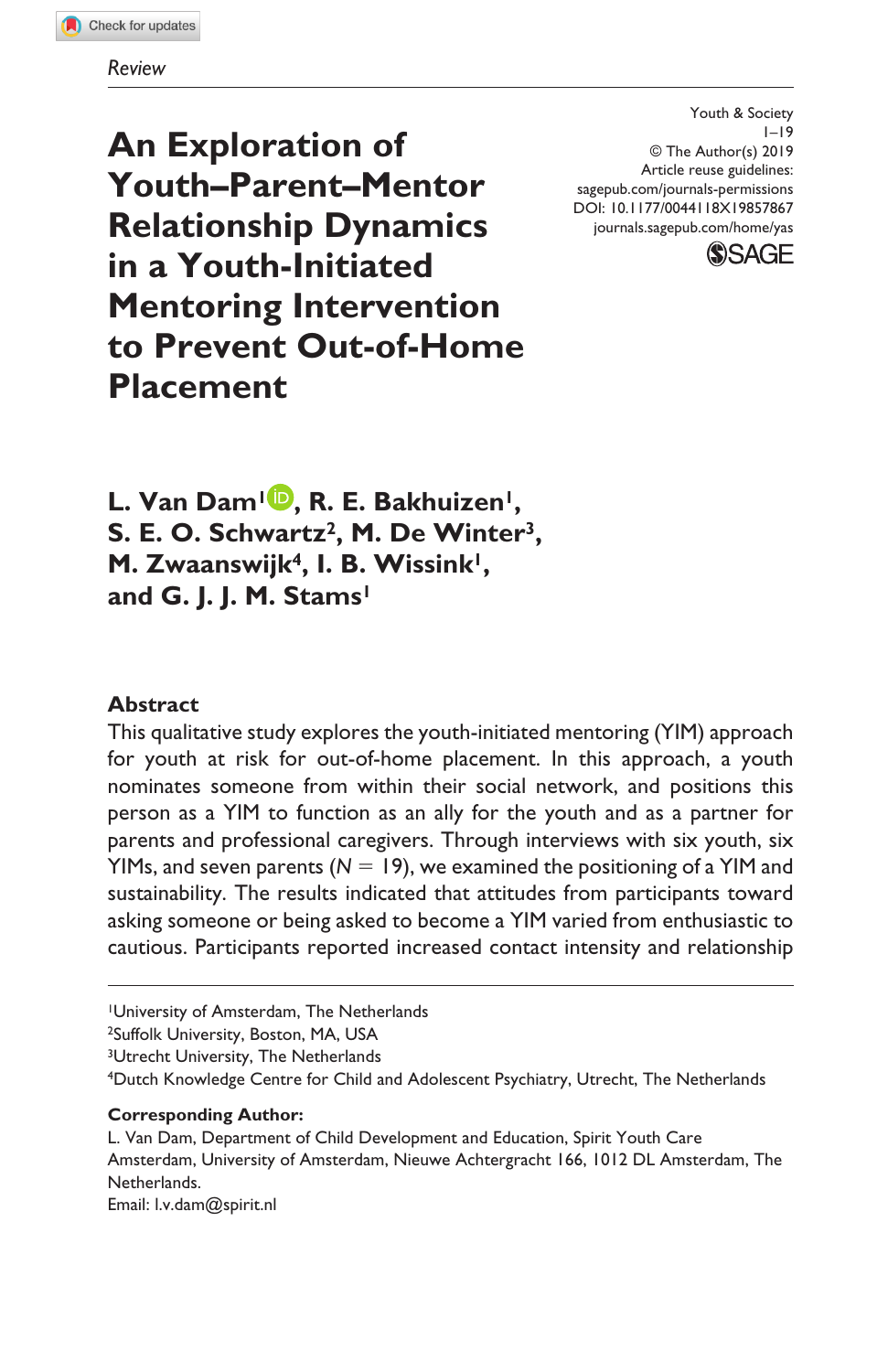*Review*

Youth & Society
1–19
© The Author(s) 2019
Article reuse guidelines:
sagepub.com/journals-permissions
DOI: 10.1177/0044118X19857867
journals.sagepub.com/home/yas

# An Exploration of Youth–Parent–Mentor Relationship Dynamics in a Youth-Initiated Mentoring Intervention to Prevent Out-of-Home Placement

**L. Van Dam[1], R. E. Bakhuizen[1], S. E. O. Schwartz[2], M. De Winter[3], M. Zwaanswijk[4], I. B. Wissink[1], and G. J. J. M. Stams[1]**

## Abstract

This qualitative study explores the youth-initiated mentoring (YIM) approach for youth at risk for out-of-home placement. In this approach, a youth nominates someone from within their social network, and positions this person as a YIM to function as an ally for the youth and as a partner for parents and professional caregivers. Through interviews with six youth, six YIMs, and seven parents ($N = 19$), we examined the positioning of a YIM and sustainability. The results indicated that attitudes from participants toward asking someone or being asked to become a YIM varied from enthusiastic to cautious. Participants reported increased contact intensity and relationship

---

[1]University of Amsterdam, The Netherlands
[2]Suffolk University, Boston, MA, USA
[3]Utrecht University, The Netherlands
[4]Dutch Knowledge Centre for Child and Adolescent Psychiatry, Utrecht, The Netherlands

**Corresponding Author:**
L. Van Dam, Department of Child Development and Education, Spirit Youth Care Amsterdam, University of Amsterdam, Nieuwe Achtergracht 166, 1012 DL Amsterdam, The Netherlands.
Email: l.v.dam@spirit.nl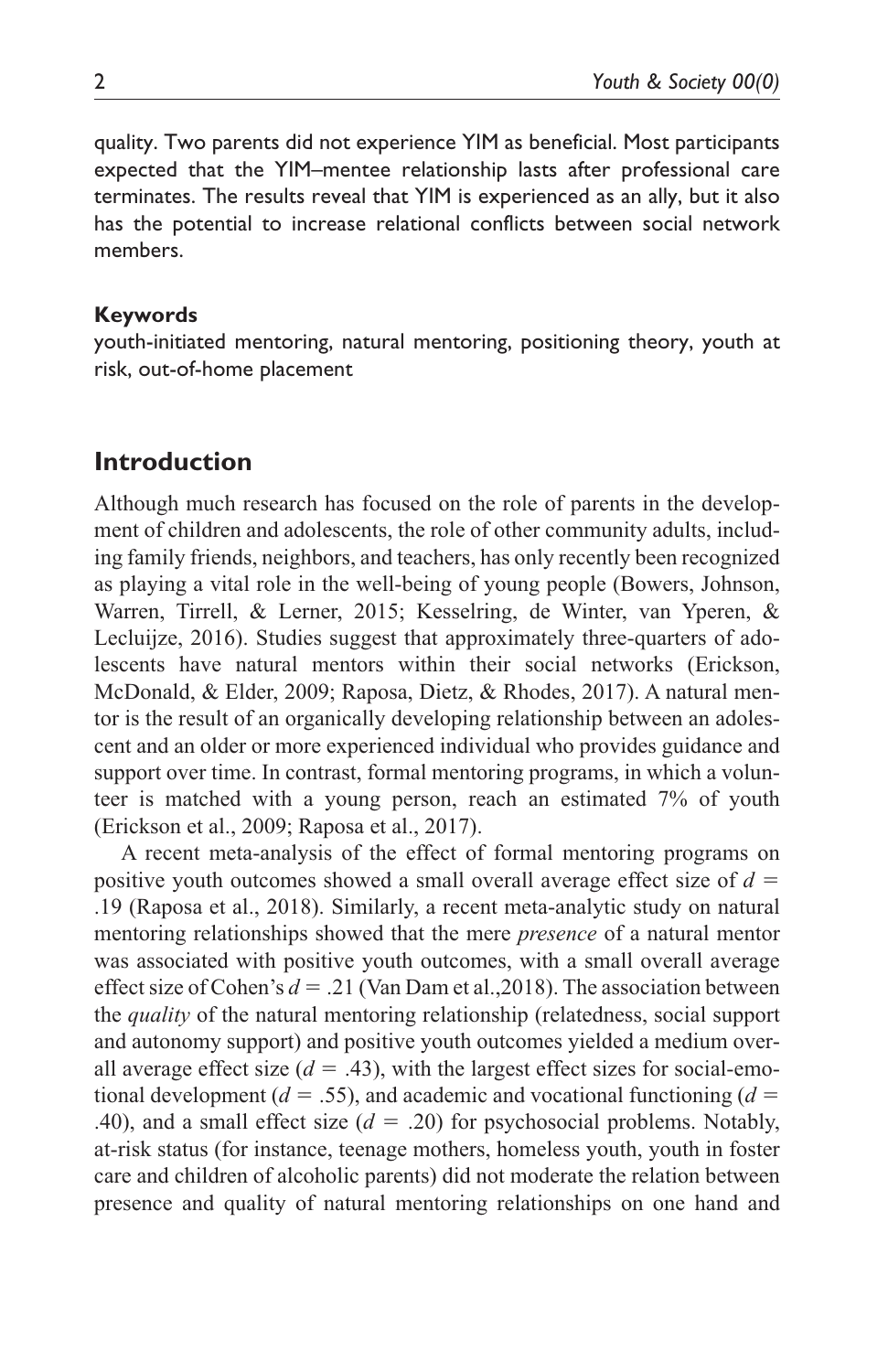quality. Two parents did not experience YIM as beneficial. Most participants expected that the YIM–mentee relationship lasts after professional care terminates. The results reveal that YIM is experienced as an ally, but it also has the potential to increase relational conflicts between social network members.

#### Keywords

youth-initiated mentoring, natural mentoring, positioning theory, youth at risk, out-of-home placement

## Introduction

Although much research has focused on the role of parents in the development of children and adolescents, the role of other community adults, including family friends, neighbors, and teachers, has only recently been recognized as playing a vital role in the well-being of young people (Bowers, Johnson, Warren, Tirrell, & Lerner, 2015; Kesselring, de Winter, van Yperen, & Lecluijze, 2016). Studies suggest that approximately three-quarters of adolescents have natural mentors within their social networks (Erickson, McDonald, & Elder, 2009; Raposa, Dietz, & Rhodes, 2017). A natural mentor is the result of an organically developing relationship between an adolescent and an older or more experienced individual who provides guidance and support over time. In contrast, formal mentoring programs, in which a volunteer is matched with a young person, reach an estimated 7% of youth (Erickson et al., 2009; Raposa et al., 2017).

A recent meta-analysis of the effect of formal mentoring programs on positive youth outcomes showed a small overall average effect size of $d = .19$ (Raposa et al., 2018). Similarly, a recent meta-analytic study on natural mentoring relationships showed that the mere *presence* of a natural mentor was associated with positive youth outcomes, with a small overall average effect size of Cohen's $d = .21$ (Van Dam et al.,2018). The association between the *quality* of the natural mentoring relationship (relatedness, social support and autonomy support) and positive youth outcomes yielded a medium overall average effect size ($d = .43$), with the largest effect sizes for social-emotional development ($d = .55$), and academic and vocational functioning ($d = .40$), and a small effect size ($d = .20$) for psychosocial problems. Notably, at-risk status (for instance, teenage mothers, homeless youth, youth in foster care and children of alcoholic parents) did not moderate the relation between presence and quality of natural mentoring relationships on one hand and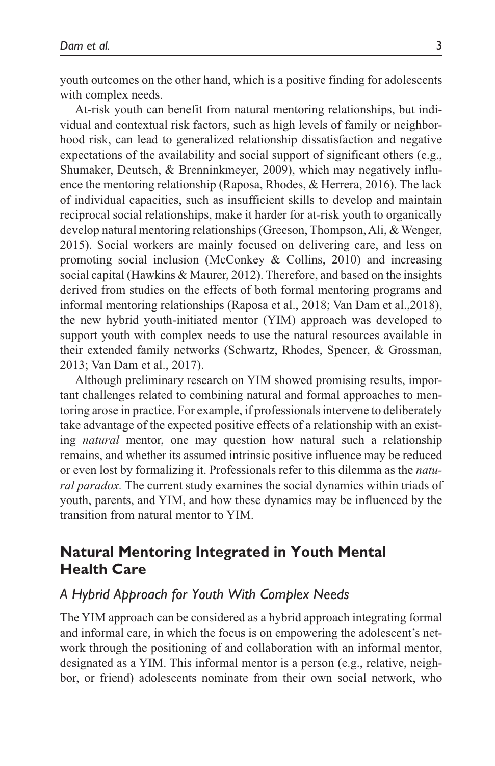youth outcomes on the other hand, which is a positive finding for adolescents with complex needs.

At-risk youth can benefit from natural mentoring relationships, but individual and contextual risk factors, such as high levels of family or neighborhood risk, can lead to generalized relationship dissatisfaction and negative expectations of the availability and social support of significant others (e.g., Shumaker, Deutsch, & Brenninkmeyer, 2009), which may negatively influence the mentoring relationship (Raposa, Rhodes, & Herrera, 2016). The lack of individual capacities, such as insufficient skills to develop and maintain reciprocal social relationships, make it harder for at-risk youth to organically develop natural mentoring relationships (Greeson, Thompson, Ali, & Wenger, 2015). Social workers are mainly focused on delivering care, and less on promoting social inclusion (McConkey & Collins, 2010) and increasing social capital (Hawkins & Maurer, 2012). Therefore, and based on the insights derived from studies on the effects of both formal mentoring programs and informal mentoring relationships (Raposa et al., 2018; Van Dam et al.,2018), the new hybrid youth-initiated mentor (YIM) approach was developed to support youth with complex needs to use the natural resources available in their extended family networks (Schwartz, Rhodes, Spencer, & Grossman, 2013; Van Dam et al., 2017).

Although preliminary research on YIM showed promising results, important challenges related to combining natural and formal approaches to mentoring arose in practice. For example, if professionals intervene to deliberately take advantage of the expected positive effects of a relationship with an existing *natural* mentor, one may question how natural such a relationship remains, and whether its assumed intrinsic positive influence may be reduced or even lost by formalizing it. Professionals refer to this dilemma as the *natural paradox.* The current study examines the social dynamics within triads of youth, parents, and YIM, and how these dynamics may be influenced by the transition from natural mentor to YIM.

## Natural Mentoring Integrated in Youth Mental Health Care

### A Hybrid Approach for Youth With Complex Needs

The YIM approach can be considered as a hybrid approach integrating formal and informal care, in which the focus is on empowering the adolescent's network through the positioning of and collaboration with an informal mentor, designated as a YIM. This informal mentor is a person (e.g., relative, neighbor, or friend) adolescents nominate from their own social network, who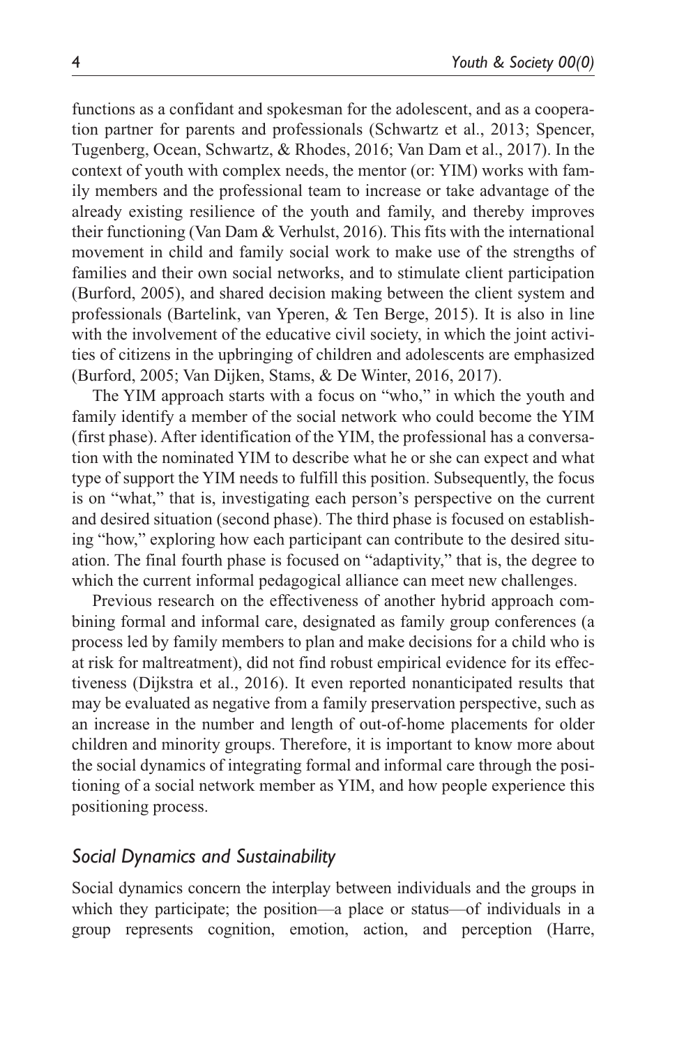functions as a confidant and spokesman for the adolescent, and as a cooperation partner for parents and professionals (Schwartz et al., 2013; Spencer, Tugenberg, Ocean, Schwartz, & Rhodes, 2016; Van Dam et al., 2017). In the context of youth with complex needs, the mentor (or: YIM) works with family members and the professional team to increase or take advantage of the already existing resilience of the youth and family, and thereby improves their functioning (Van Dam & Verhulst, 2016). This fits with the international movement in child and family social work to make use of the strengths of families and their own social networks, and to stimulate client participation (Burford, 2005), and shared decision making between the client system and professionals (Bartelink, van Yperen, & Ten Berge, 2015). It is also in line with the involvement of the educative civil society, in which the joint activities of citizens in the upbringing of children and adolescents are emphasized (Burford, 2005; Van Dijken, Stams, & De Winter, 2016, 2017).

The YIM approach starts with a focus on "who," in which the youth and family identify a member of the social network who could become the YIM (first phase). After identification of the YIM, the professional has a conversation with the nominated YIM to describe what he or she can expect and what type of support the YIM needs to fulfill this position. Subsequently, the focus is on "what," that is, investigating each person's perspective on the current and desired situation (second phase). The third phase is focused on establishing "how," exploring how each participant can contribute to the desired situation. The final fourth phase is focused on "adaptivity," that is, the degree to which the current informal pedagogical alliance can meet new challenges.

Previous research on the effectiveness of another hybrid approach combining formal and informal care, designated as family group conferences (a process led by family members to plan and make decisions for a child who is at risk for maltreatment), did not find robust empirical evidence for its effectiveness (Dijkstra et al., 2016). It even reported nonanticipated results that may be evaluated as negative from a family preservation perspective, such as an increase in the number and length of out-of-home placements for older children and minority groups. Therefore, it is important to know more about the social dynamics of integrating formal and informal care through the positioning of a social network member as YIM, and how people experience this positioning process.

### *Social Dynamics and Sustainability*

Social dynamics concern the interplay between individuals and the groups in which they participate; the position—a place or status—of individuals in a group represents cognition, emotion, action, and perception (Harre,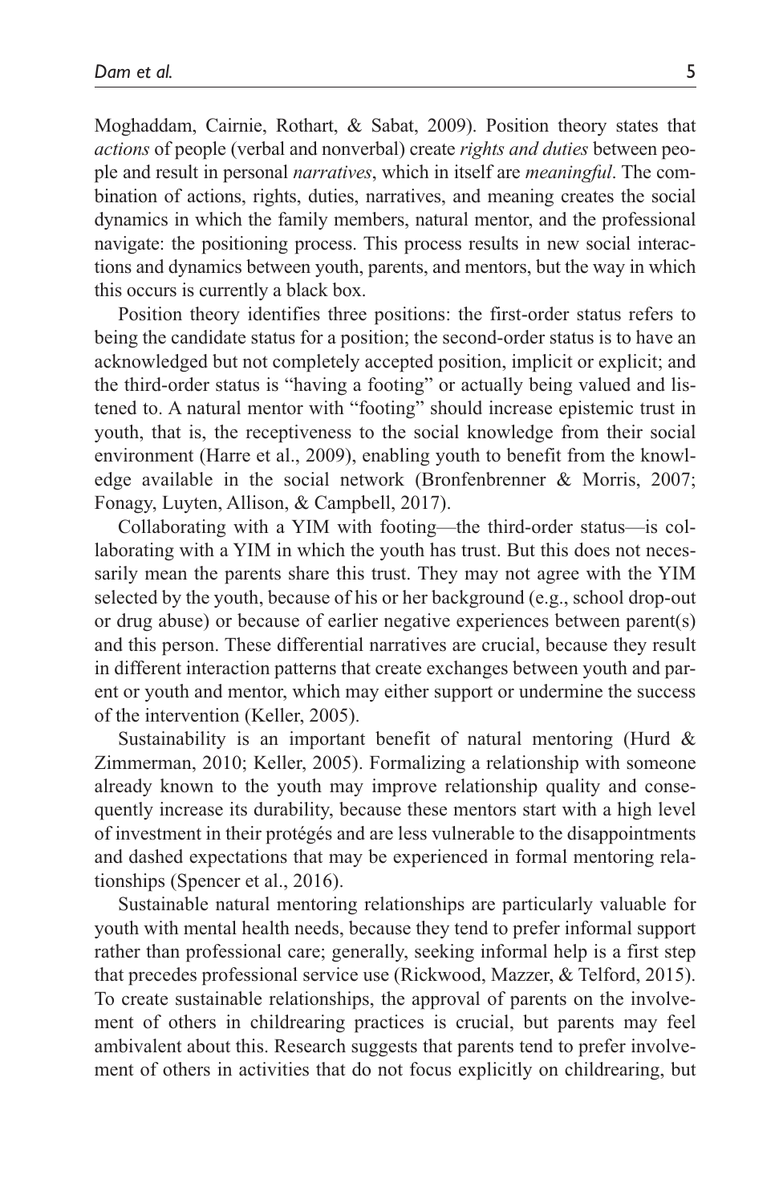Moghaddam, Cairnie, Rothart, & Sabat, 2009). Position theory states that *actions* of people (verbal and nonverbal) create *rights and duties* between people and result in personal *narratives*, which in itself are *meaningful*. The combination of actions, rights, duties, narratives, and meaning creates the social dynamics in which the family members, natural mentor, and the professional navigate: the positioning process. This process results in new social interactions and dynamics between youth, parents, and mentors, but the way in which this occurs is currently a black box.

Position theory identifies three positions: the first-order status refers to being the candidate status for a position; the second-order status is to have an acknowledged but not completely accepted position, implicit or explicit; and the third-order status is "having a footing" or actually being valued and listened to. A natural mentor with "footing" should increase epistemic trust in youth, that is, the receptiveness to the social knowledge from their social environment (Harre et al., 2009), enabling youth to benefit from the knowledge available in the social network (Bronfenbrenner & Morris, 2007; Fonagy, Luyten, Allison, & Campbell, 2017).

Collaborating with a YIM with footing—the third-order status—is collaborating with a YIM in which the youth has trust. But this does not necessarily mean the parents share this trust. They may not agree with the YIM selected by the youth, because of his or her background (e.g., school drop-out or drug abuse) or because of earlier negative experiences between parent(s) and this person. These differential narratives are crucial, because they result in different interaction patterns that create exchanges between youth and parent or youth and mentor, which may either support or undermine the success of the intervention (Keller, 2005).

Sustainability is an important benefit of natural mentoring (Hurd & Zimmerman, 2010; Keller, 2005). Formalizing a relationship with someone already known to the youth may improve relationship quality and consequently increase its durability, because these mentors start with a high level of investment in their protégés and are less vulnerable to the disappointments and dashed expectations that may be experienced in formal mentoring relationships (Spencer et al., 2016).

Sustainable natural mentoring relationships are particularly valuable for youth with mental health needs, because they tend to prefer informal support rather than professional care; generally, seeking informal help is a first step that precedes professional service use (Rickwood, Mazzer, & Telford, 2015). To create sustainable relationships, the approval of parents on the involvement of others in childrearing practices is crucial, but parents may feel ambivalent about this. Research suggests that parents tend to prefer involvement of others in activities that do not focus explicitly on childrearing, but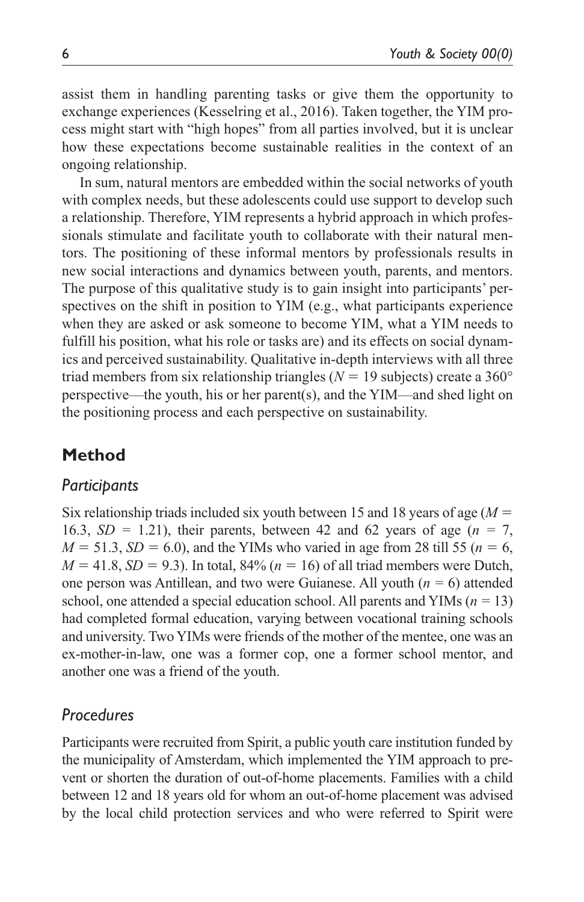assist them in handling parenting tasks or give them the opportunity to exchange experiences (Kesselring et al., 2016). Taken together, the YIM process might start with "high hopes" from all parties involved, but it is unclear how these expectations become sustainable realities in the context of an ongoing relationship.

In sum, natural mentors are embedded within the social networks of youth with complex needs, but these adolescents could use support to develop such a relationship. Therefore, YIM represents a hybrid approach in which professionals stimulate and facilitate youth to collaborate with their natural mentors. The positioning of these informal mentors by professionals results in new social interactions and dynamics between youth, parents, and mentors. The purpose of this qualitative study is to gain insight into participants' perspectives on the shift in position to YIM (e.g., what participants experience when they are asked or ask someone to become YIM, what a YIM needs to fulfill his position, what his role or tasks are) and its effects on social dynamics and perceived sustainability. Qualitative in-depth interviews with all three triad members from six relationship triangles ($N$ = 19 subjects) create a 360° perspective—the youth, his or her parent(s), and the YIM—and shed light on the positioning process and each perspective on sustainability.

## Method

### *Participants*

Six relationship triads included six youth between 15 and 18 years of age ($M$ = 16.3, $SD$ = 1.21), their parents, between 42 and 62 years of age ($n$ = 7, $M$ = 51.3, $SD$ = 6.0), and the YIMs who varied in age from 28 till 55 ($n$ = 6, $M$ = 41.8, $SD$ = 9.3). In total, 84% ($n$ = 16) of all triad members were Dutch, one person was Antillean, and two were Guianese. All youth ($n$ = 6) attended school, one attended a special education school. All parents and YIMs ($n$ = 13) had completed formal education, varying between vocational training schools and university. Two YIMs were friends of the mother of the mentee, one was an ex-mother-in-law, one was a former cop, one a former school mentor, and another one was a friend of the youth.

### *Procedures*

Participants were recruited from Spirit, a public youth care institution funded by the municipality of Amsterdam, which implemented the YIM approach to prevent or shorten the duration of out-of-home placements. Families with a child between 12 and 18 years old for whom an out-of-home placement was advised by the local child protection services and who were referred to Spirit were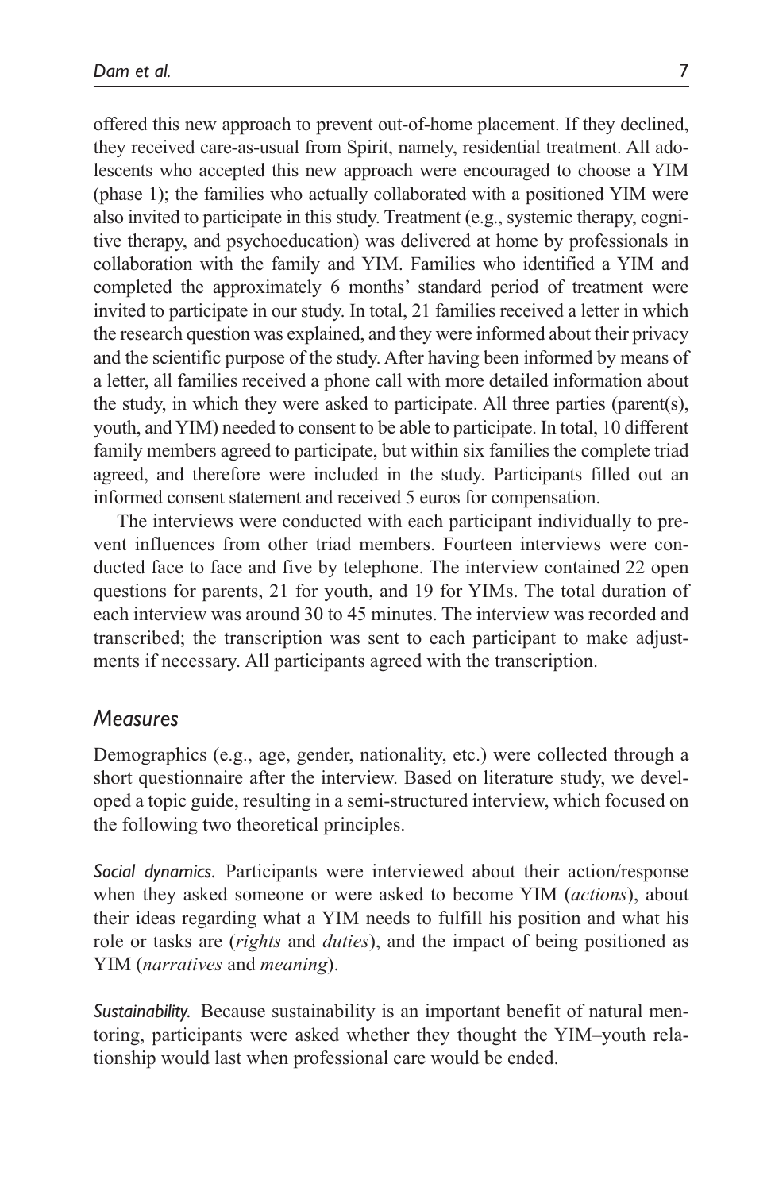offered this new approach to prevent out-of-home placement. If they declined, they received care-as-usual from Spirit, namely, residential treatment. All adolescents who accepted this new approach were encouraged to choose a YIM (phase 1); the families who actually collaborated with a positioned YIM were also invited to participate in this study. Treatment (e.g., systemic therapy, cognitive therapy, and psychoeducation) was delivered at home by professionals in collaboration with the family and YIM. Families who identified a YIM and completed the approximately 6 months' standard period of treatment were invited to participate in our study. In total, 21 families received a letter in which the research question was explained, and they were informed about their privacy and the scientific purpose of the study. After having been informed by means of a letter, all families received a phone call with more detailed information about the study, in which they were asked to participate. All three parties (parent(s), youth, and YIM) needed to consent to be able to participate. In total, 10 different family members agreed to participate, but within six families the complete triad agreed, and therefore were included in the study. Participants filled out an informed consent statement and received 5 euros for compensation.

The interviews were conducted with each participant individually to prevent influences from other triad members. Fourteen interviews were conducted face to face and five by telephone. The interview contained 22 open questions for parents, 21 for youth, and 19 for YIMs. The total duration of each interview was around 30 to 45 minutes. The interview was recorded and transcribed; the transcription was sent to each participant to make adjustments if necessary. All participants agreed with the transcription.

## Measures

Demographics (e.g., age, gender, nationality, etc.) were collected through a short questionnaire after the interview. Based on literature study, we developed a topic guide, resulting in a semi-structured interview, which focused on the following two theoretical principles.

*Social dynamics.* Participants were interviewed about their action/response when they asked someone or were asked to become YIM (*actions*), about their ideas regarding what a YIM needs to fulfill his position and what his role or tasks are (*rights* and *duties*), and the impact of being positioned as YIM (*narratives* and *meaning*).

*Sustainability.* Because sustainability is an important benefit of natural mentoring, participants were asked whether they thought the YIM–youth relationship would last when professional care would be ended.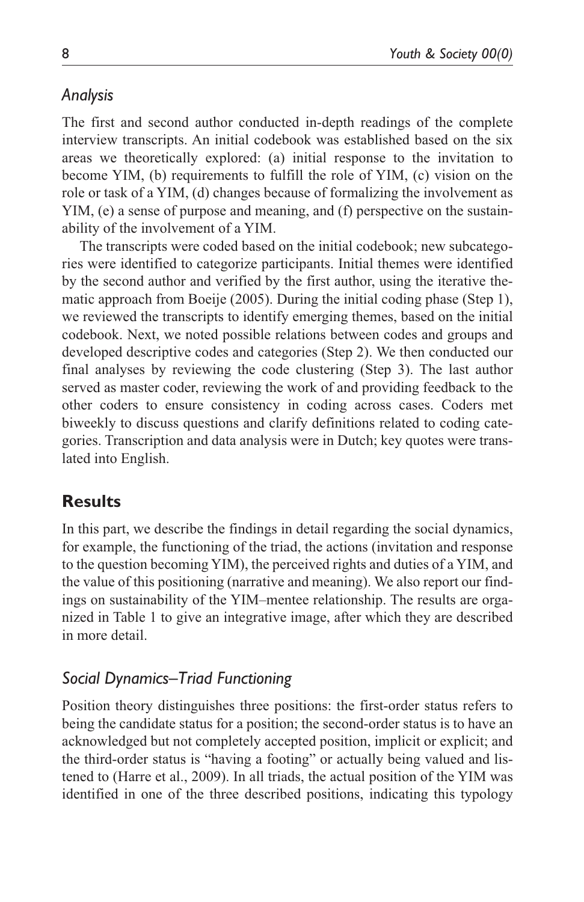### *Analysis*

The first and second author conducted in-depth readings of the complete interview transcripts. An initial codebook was established based on the six areas we theoretically explored: (a) initial response to the invitation to become YIM, (b) requirements to fulfill the role of YIM, (c) vision on the role or task of a YIM, (d) changes because of formalizing the involvement as YIM, (e) a sense of purpose and meaning, and (f) perspective on the sustainability of the involvement of a YIM.

The transcripts were coded based on the initial codebook; new subcategories were identified to categorize participants. Initial themes were identified by the second author and verified by the first author, using the iterative thematic approach from Boeije (2005). During the initial coding phase (Step 1), we reviewed the transcripts to identify emerging themes, based on the initial codebook. Next, we noted possible relations between codes and groups and developed descriptive codes and categories (Step 2). We then conducted our final analyses by reviewing the code clustering (Step 3). The last author served as master coder, reviewing the work of and providing feedback to the other coders to ensure consistency in coding across cases. Coders met biweekly to discuss questions and clarify definitions related to coding categories. Transcription and data analysis were in Dutch; key quotes were translated into English.

## Results

In this part, we describe the findings in detail regarding the social dynamics, for example, the functioning of the triad, the actions (invitation and response to the question becoming YIM), the perceived rights and duties of a YIM, and the value of this positioning (narrative and meaning). We also report our findings on sustainability of the YIM–mentee relationship. The results are organized in Table 1 to give an integrative image, after which they are described in more detail.

### *Social Dynamics–Triad Functioning*

Position theory distinguishes three positions: the first-order status refers to being the candidate status for a position; the second-order status is to have an acknowledged but not completely accepted position, implicit or explicit; and the third-order status is "having a footing" or actually being valued and listened to (Harre et al., 2009). In all triads, the actual position of the YIM was identified in one of the three described positions, indicating this typology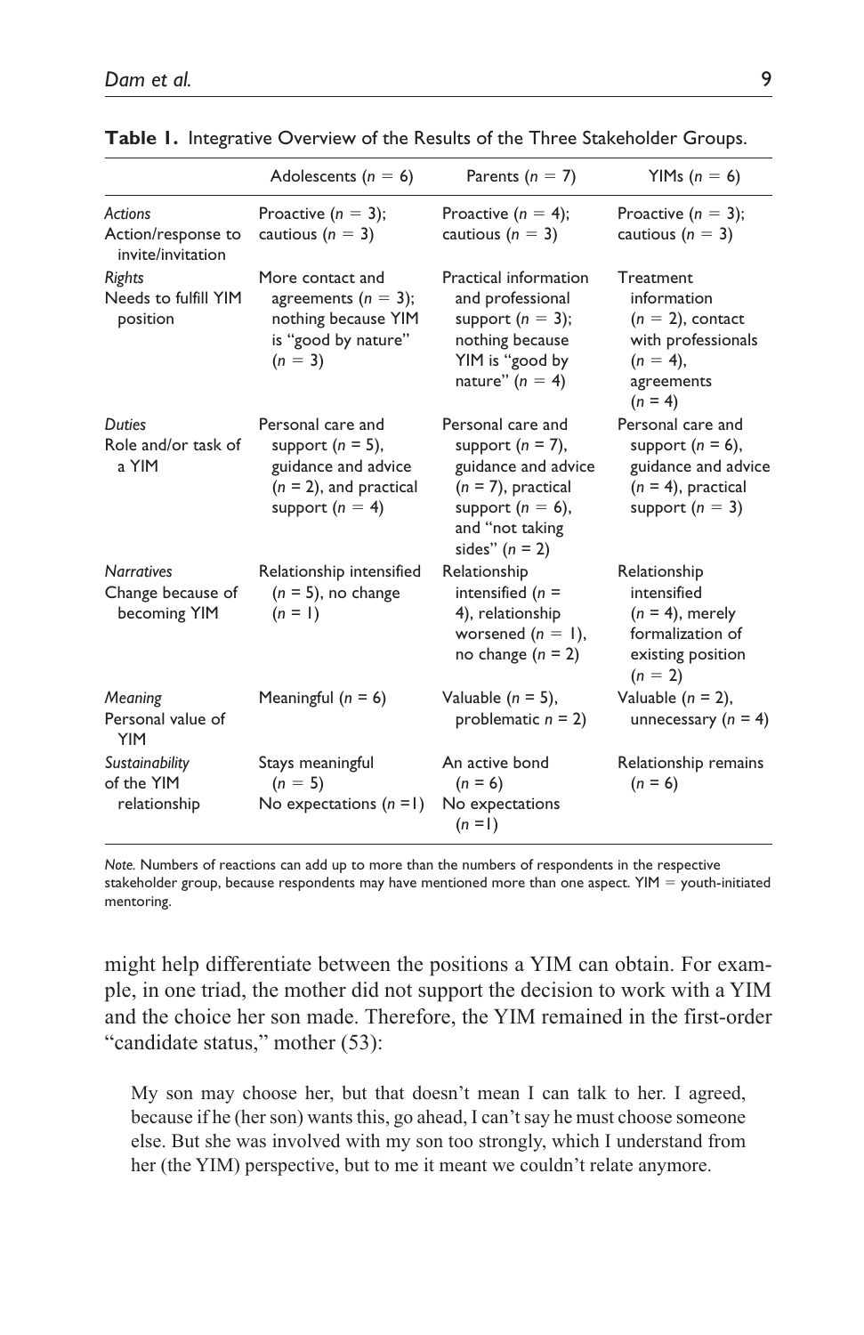**Table 1.** Integrative Overview of the Results of the Three Stakeholder Groups.

| | Adolescents ($n$ = 6) | Parents ($n$ = 7) | YIMs ($n$ = 6) |
|---|---|---|---|
| *Actions* Action/response to invite/invitation | Proactive ($n$ = 3); cautious ($n$ = 3) | Proactive ($n$ = 4); cautious ($n$ = 3) | Proactive ($n$ = 3); cautious ($n$ = 3) |
| *Rights* Needs to fulfill YIM position | More contact and agreements ($n$ = 3); nothing because YIM is "good by nature" ($n$ = 3) | Practical information and professional support ($n$ = 3); nothing because YIM is "good by nature" ($n$ = 4) | Treatment information ($n$ = 2), contact with professionals ($n$ = 4), agreements ($n$ = 4) |
| *Duties* Role and/or task of a YIM | Personal care and support ($n$ = 5), guidance and advice ($n$ = 2), and practical support ($n$ = 4) | Personal care and support ($n$ = 7), guidance and advice ($n$ = 7), practical support ($n$ = 6), and "not taking sides" ($n$ = 2) | Personal care and support ($n$ = 6), guidance and advice ($n$ = 4), practical support ($n$ = 3) |
| *Narratives* Change because of becoming YIM | Relationship intensified ($n$ = 5), no change ($n$ = 1) | Relationship intensified ($n$ = 4), relationship worsened ($n$ = 1), no change ($n$ = 2) | Relationship intensified ($n$ = 4), merely formalization of existing position ($n$ = 2) |
| *Meaning* Personal value of YIM | Meaningful ($n$ = 6) | Valuable ($n$ = 5), problematic $n$ = 2) | Valuable ($n$ = 2), unnecessary ($n$ = 4) |
| *Sustainability* of the YIM relationship | Stays meaningful ($n$ = 5) No expectations ($n$ =1) | An active bond ($n$ = 6) No expectations ($n$ =1) | Relationship remains ($n$ = 6) |

*Note.* Numbers of reactions can add up to more than the numbers of respondents in the respective stakeholder group, because respondents may have mentioned more than one aspect. YIM = youth-initiated mentoring.

might help differentiate between the positions a YIM can obtain. For example, in one triad, the mother did not support the decision to work with a YIM and the choice her son made. Therefore, the YIM remained in the first-order "candidate status," mother (53):

> My son may choose her, but that doesn't mean I can talk to her. I agreed, because if he (her son) wants this, go ahead, I can't say he must choose someone else. But she was involved with my son too strongly, which I understand from her (the YIM) perspective, but to me it meant we couldn't relate anymore.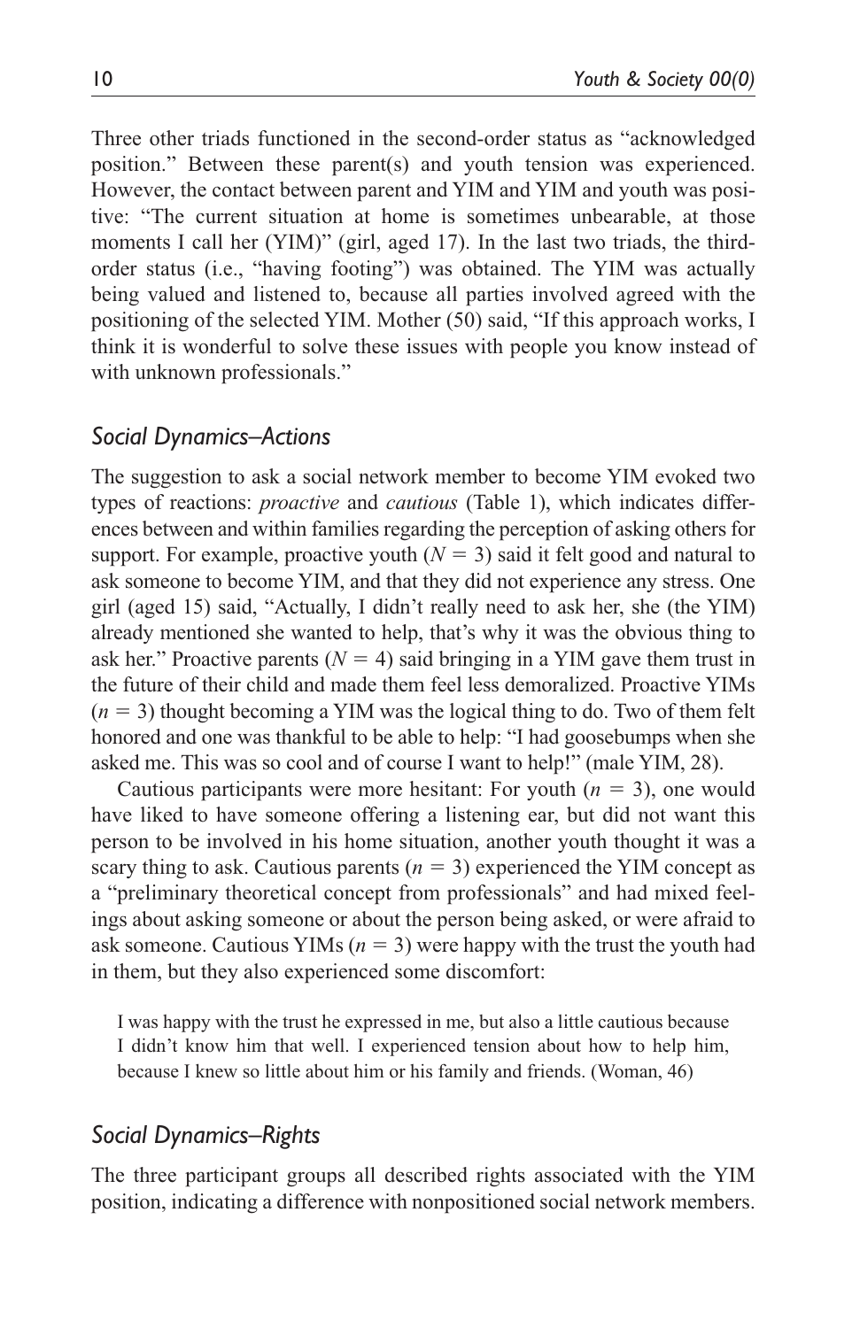Three other triads functioned in the second-order status as "acknowledged position." Between these parent(s) and youth tension was experienced. However, the contact between parent and YIM and YIM and youth was positive: "The current situation at home is sometimes unbearable, at those moments I call her (YIM)" (girl, aged 17). In the last two triads, the third-order status (i.e., "having footing") was obtained. The YIM was actually being valued and listened to, because all parties involved agreed with the positioning of the selected YIM. Mother (50) said, "If this approach works, I think it is wonderful to solve these issues with people you know instead of with unknown professionals."

### *Social Dynamics–Actions*

The suggestion to ask a social network member to become YIM evoked two types of reactions: *proactive* and *cautious* (Table 1), which indicates differences between and within families regarding the perception of asking others for support. For example, proactive youth ($N = 3$) said it felt good and natural to ask someone to become YIM, and that they did not experience any stress. One girl (aged 15) said, "Actually, I didn't really need to ask her, she (the YIM) already mentioned she wanted to help, that's why it was the obvious thing to ask her." Proactive parents ($N = 4$) said bringing in a YIM gave them trust in the future of their child and made them feel less demoralized. Proactive YIMs ($n = 3$) thought becoming a YIM was the logical thing to do. Two of them felt honored and one was thankful to be able to help: "I had goosebumps when she asked me. This was so cool and of course I want to help!" (male YIM, 28).

Cautious participants were more hesitant: For youth ($n = 3$), one would have liked to have someone offering a listening ear, but did not want this person to be involved in his home situation, another youth thought it was a scary thing to ask. Cautious parents ($n = 3$) experienced the YIM concept as a "preliminary theoretical concept from professionals" and had mixed feelings about asking someone or about the person being asked, or were afraid to ask someone. Cautious YIMs ($n = 3$) were happy with the trust the youth had in them, but they also experienced some discomfort:

> I was happy with the trust he expressed in me, but also a little cautious because I didn't know him that well. I experienced tension about how to help him, because I knew so little about him or his family and friends. (Woman, 46)

### *Social Dynamics–Rights*

The three participant groups all described rights associated with the YIM position, indicating a difference with nonpositioned social network members.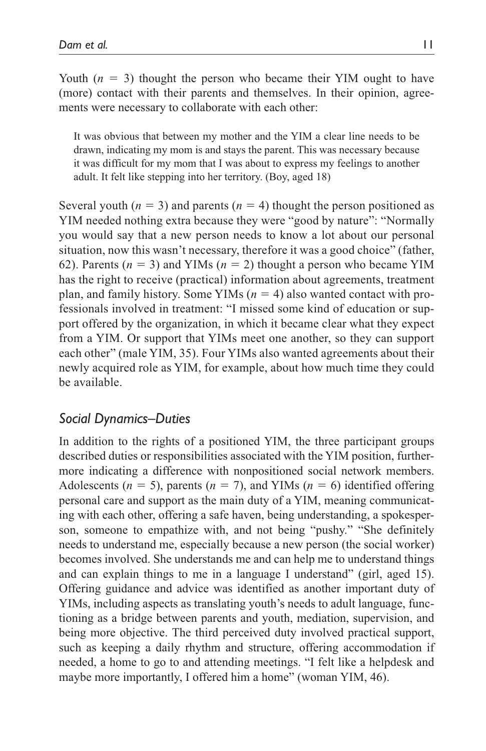Youth ($n$ = 3) thought the person who became their YIM ought to have (more) contact with their parents and themselves. In their opinion, agreements were necessary to collaborate with each other:

> It was obvious that between my mother and the YIM a clear line needs to be drawn, indicating my mom is and stays the parent. This was necessary because it was difficult for my mom that I was about to express my feelings to another adult. It felt like stepping into her territory. (Boy, aged 18)

Several youth ($n$ = 3) and parents ($n$ = 4) thought the person positioned as YIM needed nothing extra because they were "good by nature": "Normally you would say that a new person needs to know a lot about our personal situation, now this wasn't necessary, therefore it was a good choice" (father, 62). Parents ($n$ = 3) and YIMs ($n$ = 2) thought a person who became YIM has the right to receive (practical) information about agreements, treatment plan, and family history. Some YIMs ($n$ = 4) also wanted contact with professionals involved in treatment: "I missed some kind of education or support offered by the organization, in which it became clear what they expect from a YIM. Or support that YIMs meet one another, so they can support each other" (male YIM, 35). Four YIMs also wanted agreements about their newly acquired role as YIM, for example, about how much time they could be available.

### *Social Dynamics–Duties*

In addition to the rights of a positioned YIM, the three participant groups described duties or responsibilities associated with the YIM position, furthermore indicating a difference with nonpositioned social network members. Adolescents ($n$ = 5), parents ($n$ = 7), and YIMs ($n$ = 6) identified offering personal care and support as the main duty of a YIM, meaning communicating with each other, offering a safe haven, being understanding, a spokesperson, someone to empathize with, and not being "pushy." "She definitely needs to understand me, especially because a new person (the social worker) becomes involved. She understands me and can help me to understand things and can explain things to me in a language I understand" (girl, aged 15). Offering guidance and advice was identified as another important duty of YIMs, including aspects as translating youth's needs to adult language, functioning as a bridge between parents and youth, mediation, supervision, and being more objective. The third perceived duty involved practical support, such as keeping a daily rhythm and structure, offering accommodation if needed, a home to go to and attending meetings. "I felt like a helpdesk and maybe more importantly, I offered him a home" (woman YIM, 46).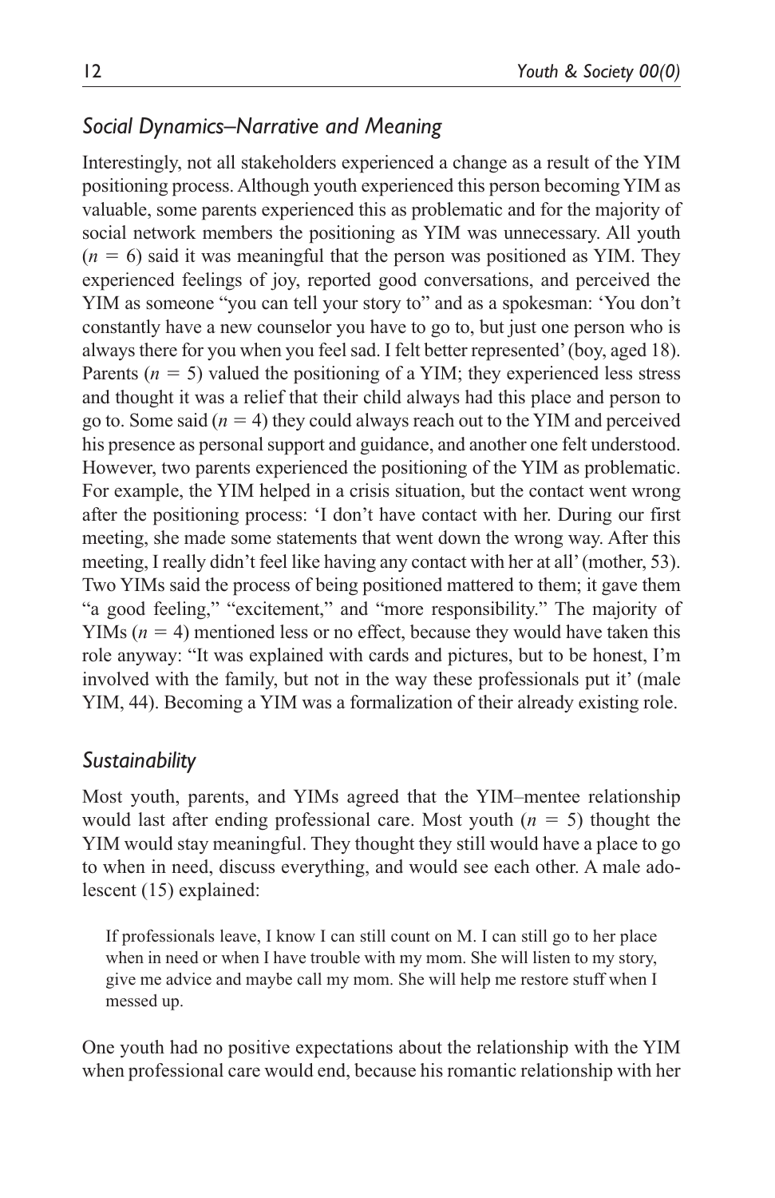### *Social Dynamics–Narrative and Meaning*

Interestingly, not all stakeholders experienced a change as a result of the YIM positioning process. Although youth experienced this person becoming YIM as valuable, some parents experienced this as problematic and for the majority of social network members the positioning as YIM was unnecessary. All youth ($n$ = 6) said it was meaningful that the person was positioned as YIM. They experienced feelings of joy, reported good conversations, and perceived the YIM as someone "you can tell your story to" and as a spokesman: 'You don't constantly have a new counselor you have to go to, but just one person who is always there for you when you feel sad. I felt better represented' (boy, aged 18). Parents ($n$ = 5) valued the positioning of a YIM; they experienced less stress and thought it was a relief that their child always had this place and person to go to. Some said ($n$ = 4) they could always reach out to the YIM and perceived his presence as personal support and guidance, and another one felt understood. However, two parents experienced the positioning of the YIM as problematic. For example, the YIM helped in a crisis situation, but the contact went wrong after the positioning process: 'I don't have contact with her. During our first meeting, she made some statements that went down the wrong way. After this meeting, I really didn't feel like having any contact with her at all' (mother, 53). Two YIMs said the process of being positioned mattered to them; it gave them "a good feeling," "excitement," and "more responsibility." The majority of YIMs ($n$ = 4) mentioned less or no effect, because they would have taken this role anyway: "It was explained with cards and pictures, but to be honest, I'm involved with the family, but not in the way these professionals put it' (male YIM, 44). Becoming a YIM was a formalization of their already existing role.

### *Sustainability*

Most youth, parents, and YIMs agreed that the YIM–mentee relationship would last after ending professional care. Most youth ($n$ = 5) thought the YIM would stay meaningful. They thought they still would have a place to go to when in need, discuss everything, and would see each other. A male adolescent (15) explained:

> If professionals leave, I know I can still count on M. I can still go to her place when in need or when I have trouble with my mom. She will listen to my story, give me advice and maybe call my mom. She will help me restore stuff when I messed up.

One youth had no positive expectations about the relationship with the YIM when professional care would end, because his romantic relationship with her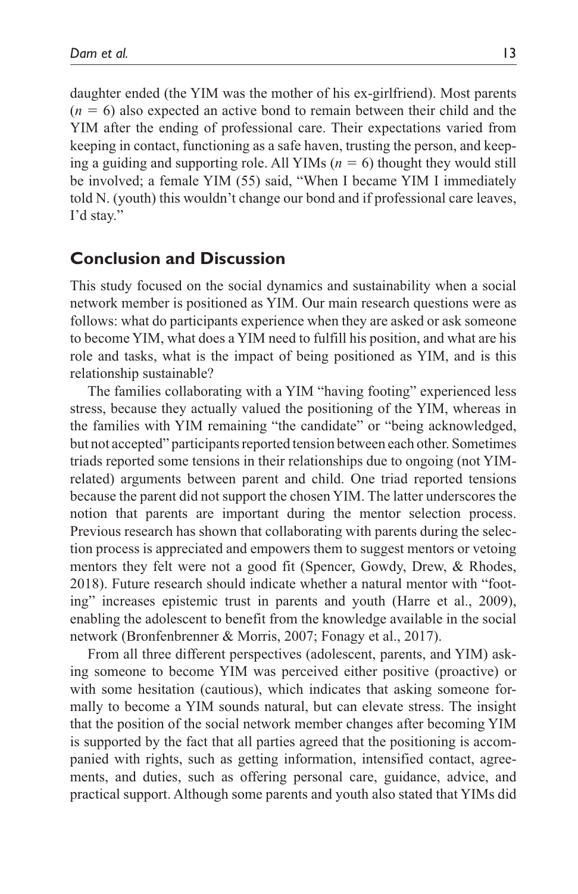daughter ended (the YIM was the mother of his ex-girlfriend). Most parents ($n = 6$) also expected an active bond to remain between their child and the YIM after the ending of professional care. Their expectations varied from keeping in contact, functioning as a safe haven, trusting the person, and keeping a guiding and supporting role. All YIMs ($n = 6$) thought they would still be involved; a female YIM (55) said, "When I became YIM I immediately told N. (youth) this wouldn't change our bond and if professional care leaves, I'd stay."

## Conclusion and Discussion

This study focused on the social dynamics and sustainability when a social network member is positioned as YIM. Our main research questions were as follows: what do participants experience when they are asked or ask someone to become YIM, what does a YIM need to fulfill his position, and what are his role and tasks, what is the impact of being positioned as YIM, and is this relationship sustainable?

The families collaborating with a YIM "having footing" experienced less stress, because they actually valued the positioning of the YIM, whereas in the families with YIM remaining "the candidate" or "being acknowledged, but not accepted" participants reported tension between each other. Sometimes triads reported some tensions in their relationships due to ongoing (not YIM-related) arguments between parent and child. One triad reported tensions because the parent did not support the chosen YIM. The latter underscores the notion that parents are important during the mentor selection process. Previous research has shown that collaborating with parents during the selection process is appreciated and empowers them to suggest mentors or vetoing mentors they felt were not a good fit (Spencer, Gowdy, Drew, & Rhodes, 2018). Future research should indicate whether a natural mentor with "footing" increases epistemic trust in parents and youth (Harre et al., 2009), enabling the adolescent to benefit from the knowledge available in the social network (Bronfenbrenner & Morris, 2007; Fonagy et al., 2017).

From all three different perspectives (adolescent, parents, and YIM) asking someone to become YIM was perceived either positive (proactive) or with some hesitation (cautious), which indicates that asking someone formally to become a YIM sounds natural, but can elevate stress. The insight that the position of the social network member changes after becoming YIM is supported by the fact that all parties agreed that the positioning is accompanied with rights, such as getting information, intensified contact, agreements, and duties, such as offering personal care, guidance, advice, and practical support. Although some parents and youth also stated that YIMs did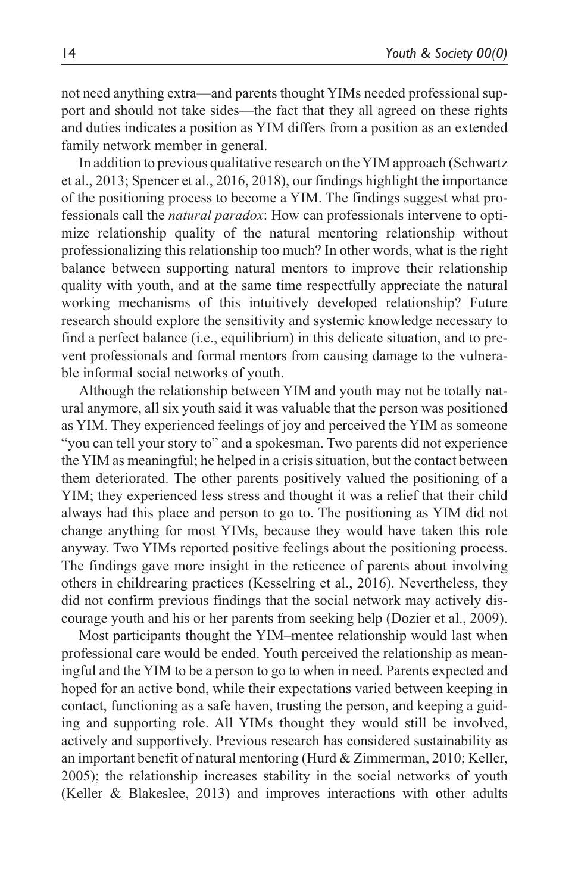not need anything extra—and parents thought YIMs needed professional support and should not take sides—the fact that they all agreed on these rights and duties indicates a position as YIM differs from a position as an extended family network member in general.

In addition to previous qualitative research on the YIM approach (Schwartz et al., 2013; Spencer et al., 2016, 2018), our findings highlight the importance of the positioning process to become a YIM. The findings suggest what professionals call the *natural paradox*: How can professionals intervene to optimize relationship quality of the natural mentoring relationship without professionalizing this relationship too much? In other words, what is the right balance between supporting natural mentors to improve their relationship quality with youth, and at the same time respectfully appreciate the natural working mechanisms of this intuitively developed relationship? Future research should explore the sensitivity and systemic knowledge necessary to find a perfect balance (i.e., equilibrium) in this delicate situation, and to prevent professionals and formal mentors from causing damage to the vulnerable informal social networks of youth.

Although the relationship between YIM and youth may not be totally natural anymore, all six youth said it was valuable that the person was positioned as YIM. They experienced feelings of joy and perceived the YIM as someone "you can tell your story to" and a spokesman. Two parents did not experience the YIM as meaningful; he helped in a crisis situation, but the contact between them deteriorated. The other parents positively valued the positioning of a YIM; they experienced less stress and thought it was a relief that their child always had this place and person to go to. The positioning as YIM did not change anything for most YIMs, because they would have taken this role anyway. Two YIMs reported positive feelings about the positioning process. The findings gave more insight in the reticence of parents about involving others in childrearing practices (Kesselring et al., 2016). Nevertheless, they did not confirm previous findings that the social network may actively discourage youth and his or her parents from seeking help (Dozier et al., 2009).

Most participants thought the YIM–mentee relationship would last when professional care would be ended. Youth perceived the relationship as meaningful and the YIM to be a person to go to when in need. Parents expected and hoped for an active bond, while their expectations varied between keeping in contact, functioning as a safe haven, trusting the person, and keeping a guiding and supporting role. All YIMs thought they would still be involved, actively and supportively. Previous research has considered sustainability as an important benefit of natural mentoring (Hurd & Zimmerman, 2010; Keller, 2005); the relationship increases stability in the social networks of youth (Keller & Blakeslee, 2013) and improves interactions with other adults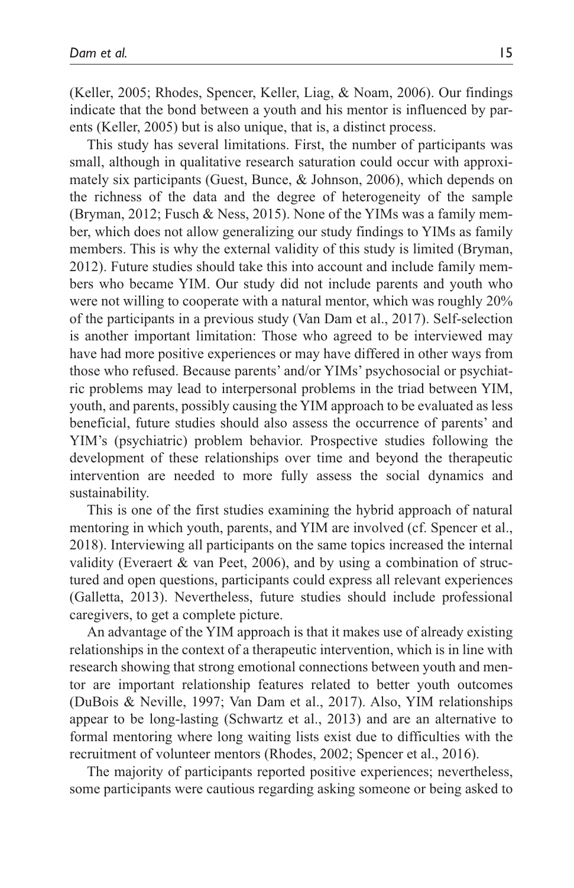(Keller, 2005; Rhodes, Spencer, Keller, Liag, & Noam, 2006). Our findings indicate that the bond between a youth and his mentor is influenced by parents (Keller, 2005) but is also unique, that is, a distinct process.

This study has several limitations. First, the number of participants was small, although in qualitative research saturation could occur with approximately six participants (Guest, Bunce, & Johnson, 2006), which depends on the richness of the data and the degree of heterogeneity of the sample (Bryman, 2012; Fusch & Ness, 2015). None of the YIMs was a family member, which does not allow generalizing our study findings to YIMs as family members. This is why the external validity of this study is limited (Bryman, 2012). Future studies should take this into account and include family members who became YIM. Our study did not include parents and youth who were not willing to cooperate with a natural mentor, which was roughly 20% of the participants in a previous study (Van Dam et al., 2017). Self-selection is another important limitation: Those who agreed to be interviewed may have had more positive experiences or may have differed in other ways from those who refused. Because parents' and/or YIMs' psychosocial or psychiatric problems may lead to interpersonal problems in the triad between YIM, youth, and parents, possibly causing the YIM approach to be evaluated as less beneficial, future studies should also assess the occurrence of parents' and YIM's (psychiatric) problem behavior. Prospective studies following the development of these relationships over time and beyond the therapeutic intervention are needed to more fully assess the social dynamics and sustainability.

This is one of the first studies examining the hybrid approach of natural mentoring in which youth, parents, and YIM are involved (cf. Spencer et al., 2018). Interviewing all participants on the same topics increased the internal validity (Everaert & van Peet, 2006), and by using a combination of structured and open questions, participants could express all relevant experiences (Galletta, 2013). Nevertheless, future studies should include professional caregivers, to get a complete picture.

An advantage of the YIM approach is that it makes use of already existing relationships in the context of a therapeutic intervention, which is in line with research showing that strong emotional connections between youth and mentor are important relationship features related to better youth outcomes (DuBois & Neville, 1997; Van Dam et al., 2017). Also, YIM relationships appear to be long-lasting (Schwartz et al., 2013) and are an alternative to formal mentoring where long waiting lists exist due to difficulties with the recruitment of volunteer mentors (Rhodes, 2002; Spencer et al., 2016).

The majority of participants reported positive experiences; nevertheless, some participants were cautious regarding asking someone or being asked to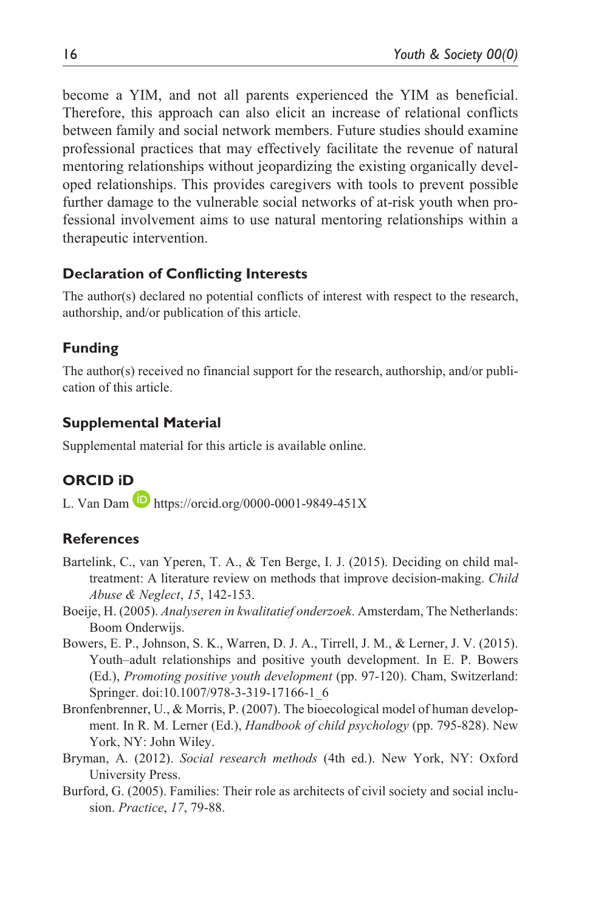become a YIM, and not all parents experienced the YIM as beneficial. Therefore, this approach can also elicit an increase of relational conflicts between family and social network members. Future studies should examine professional practices that may effectively facilitate the revenue of natural mentoring relationships without jeopardizing the existing organically developed relationships. This provides caregivers with tools to prevent possible further damage to the vulnerable social networks of at-risk youth when professional involvement aims to use natural mentoring relationships within a therapeutic intervention.

## Declaration of Conflicting Interests

The author(s) declared no potential conflicts of interest with respect to the research, authorship, and/or publication of this article.

## Funding

The author(s) received no financial support for the research, authorship, and/or publication of this article.

## Supplemental Material

Supplemental material for this article is available online.

## ORCID iD

L. Van Dam https://orcid.org/0000-0001-9849-451X

## References

Bartelink, C., van Yperen, T. A., & Ten Berge, I. J. (2015). Deciding on child maltreatment: A literature review on methods that improve decision-making. *Child Abuse & Neglect*, *15*, 142-153.

Boeije, H. (2005). *Analyseren in kwalitatief onderzoek*. Amsterdam, The Netherlands: Boom Onderwijs.

Bowers, E. P., Johnson, S. K., Warren, D. J. A., Tirrell, J. M., & Lerner, J. V. (2015). Youth–adult relationships and positive youth development. In E. P. Bowers (Ed.), *Promoting positive youth development* (pp. 97-120). Cham, Switzerland: Springer. doi:10.1007/978-3-319-17166-1_6

Bronfenbrenner, U., & Morris, P. (2007). The bioecological model of human development. In R. M. Lerner (Ed.), *Handbook of child psychology* (pp. 795-828). New York, NY: John Wiley.

Bryman, A. (2012). *Social research methods* (4th ed.). New York, NY: Oxford University Press.

Burford, G. (2005). Families: Their role as architects of civil society and social inclusion. *Practice*, *17*, 79-88.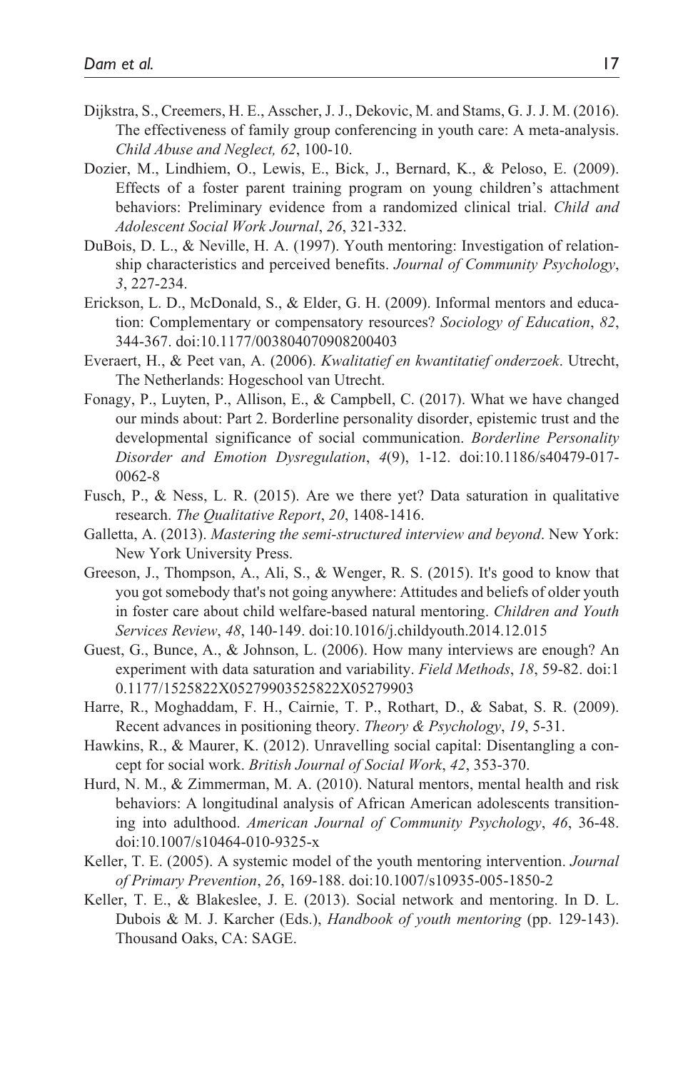Dijkstra, S., Creemers, H. E., Asscher, J. J., Dekovic, M. and Stams, G. J. J. M. (2016). The effectiveness of family group conferencing in youth care: A meta-analysis. *Child Abuse and Neglect, 62*, 100-10.

Dozier, M., Lindhiem, O., Lewis, E., Bick, J., Bernard, K., & Peloso, E. (2009). Effects of a foster parent training program on young children's attachment behaviors: Preliminary evidence from a randomized clinical trial. *Child and Adolescent Social Work Journal*, *26*, 321-332.

DuBois, D. L., & Neville, H. A. (1997). Youth mentoring: Investigation of relationship characteristics and perceived benefits. *Journal of Community Psychology*, *3*, 227-234.

Erickson, L. D., McDonald, S., & Elder, G. H. (2009). Informal mentors and education: Complementary or compensatory resources? *Sociology of Education*, *82*, 344-367. doi:10.1177/003804070908200403

Everaert, H., & Peet van, A. (2006). *Kwalitatief en kwantitatief onderzoek*. Utrecht, The Netherlands: Hogeschool van Utrecht.

Fonagy, P., Luyten, P., Allison, E., & Campbell, C. (2017). What we have changed our minds about: Part 2. Borderline personality disorder, epistemic trust and the developmental significance of social communication. *Borderline Personality Disorder and Emotion Dysregulation*, *4*(9), 1-12. doi:10.1186/s40479-017-0062-8

Fusch, P., & Ness, L. R. (2015). Are we there yet? Data saturation in qualitative research. *The Qualitative Report*, *20*, 1408-1416.

Galletta, A. (2013). *Mastering the semi-structured interview and beyond*. New York: New York University Press.

Greeson, J., Thompson, A., Ali, S., & Wenger, R. S. (2015). It's good to know that you got somebody that's not going anywhere: Attitudes and beliefs of older youth in foster care about child welfare-based natural mentoring. *Children and Youth Services Review*, *48*, 140-149. doi:10.1016/j.childyouth.2014.12.015

Guest, G., Bunce, A., & Johnson, L. (2006). How many interviews are enough? An experiment with data saturation and variability. *Field Methods*, *18*, 59-82. doi:10.1177/1525822X05279903525822X05279903

Harre, R., Moghaddam, F. H., Cairnie, T. P., Rothart, D., & Sabat, S. R. (2009). Recent advances in positioning theory. *Theory & Psychology*, *19*, 5-31.

Hawkins, R., & Maurer, K. (2012). Unravelling social capital: Disentangling a concept for social work. *British Journal of Social Work*, *42*, 353-370.

Hurd, N. M., & Zimmerman, M. A. (2010). Natural mentors, mental health and risk behaviors: A longitudinal analysis of African American adolescents transitioning into adulthood. *American Journal of Community Psychology*, *46*, 36-48. doi:10.1007/s10464-010-9325-x

Keller, T. E. (2005). A systemic model of the youth mentoring intervention. *Journal of Primary Prevention*, *26*, 169-188. doi:10.1007/s10935-005-1850-2

Keller, T. E., & Blakeslee, J. E. (2013). Social network and mentoring. In D. L. Dubois & M. J. Karcher (Eds.), *Handbook of youth mentoring* (pp. 129-143). Thousand Oaks, CA: SAGE.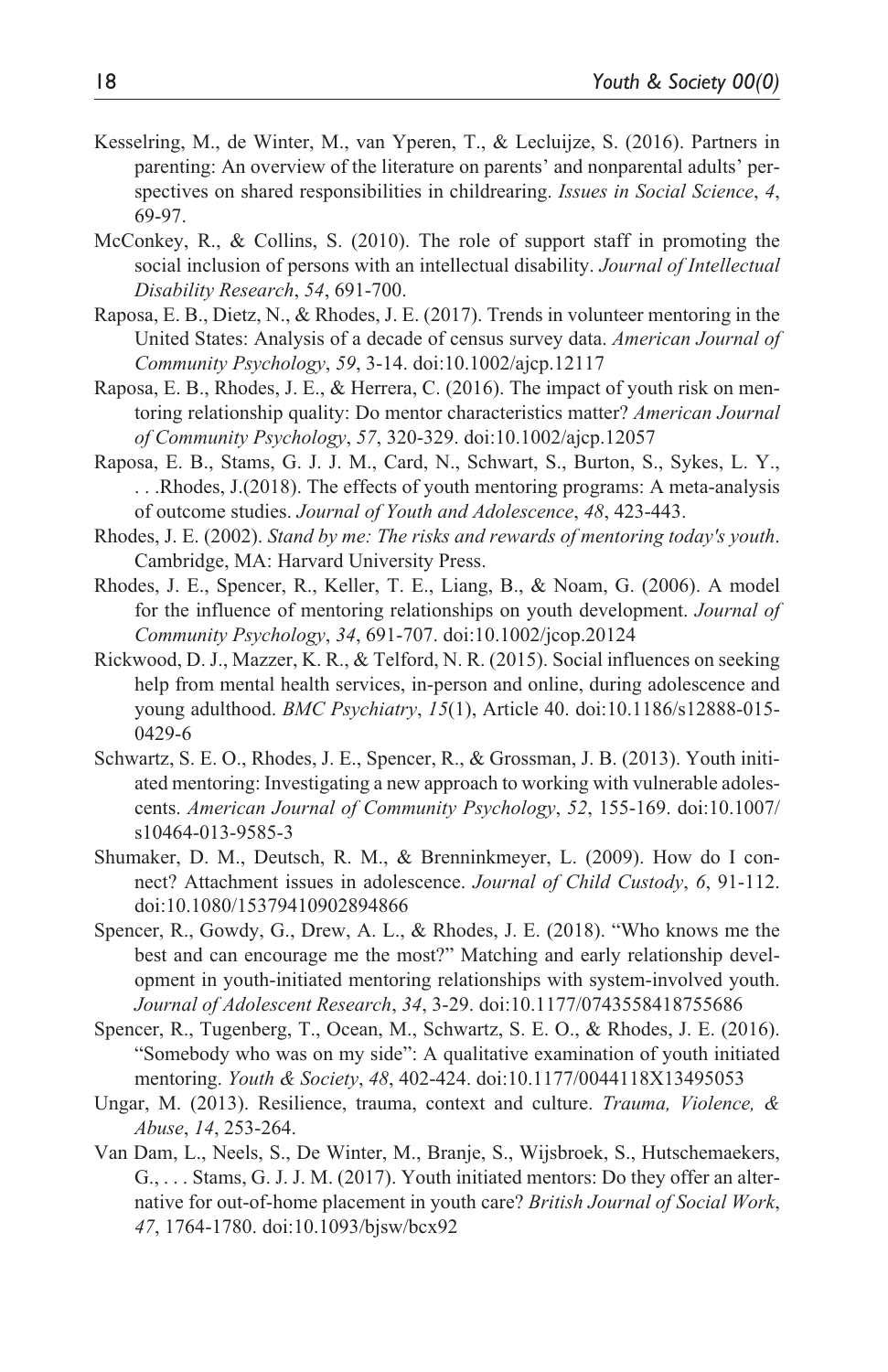Kesselring, M., de Winter, M., van Yperen, T., & Lecluijze, S. (2016). Partners in parenting: An overview of the literature on parents' and nonparental adults' perspectives on shared responsibilities in childrearing. *Issues in Social Science*, *4*, 69-97.

McConkey, R., & Collins, S. (2010). The role of support staff in promoting the social inclusion of persons with an intellectual disability. *Journal of Intellectual Disability Research*, *54*, 691-700.

Raposa, E. B., Dietz, N., & Rhodes, J. E. (2017). Trends in volunteer mentoring in the United States: Analysis of a decade of census survey data. *American Journal of Community Psychology*, *59*, 3-14. doi:10.1002/ajcp.12117

Raposa, E. B., Rhodes, J. E., & Herrera, C. (2016). The impact of youth risk on mentoring relationship quality: Do mentor characteristics matter? *American Journal of Community Psychology*, *57*, 320-329. doi:10.1002/ajcp.12057

Raposa, E. B., Stams, G. J. J. M., Card, N., Schwart, S., Burton, S., Sykes, L. Y., . . .Rhodes, J.(2018). The effects of youth mentoring programs: A meta-analysis of outcome studies. *Journal of Youth and Adolescence*, *48*, 423-443.

Rhodes, J. E. (2002). *Stand by me: The risks and rewards of mentoring today's youth*. Cambridge, MA: Harvard University Press.

Rhodes, J. E., Spencer, R., Keller, T. E., Liang, B., & Noam, G. (2006). A model for the influence of mentoring relationships on youth development. *Journal of Community Psychology*, *34*, 691-707. doi:10.1002/jcop.20124

Rickwood, D. J., Mazzer, K. R., & Telford, N. R. (2015). Social influences on seeking help from mental health services, in-person and online, during adolescence and young adulthood. *BMC Psychiatry*, *15*(1), Article 40. doi:10.1186/s12888-015-0429-6

Schwartz, S. E. O., Rhodes, J. E., Spencer, R., & Grossman, J. B. (2013). Youth initiated mentoring: Investigating a new approach to working with vulnerable adolescents. *American Journal of Community Psychology*, *52*, 155-169. doi:10.1007/s10464-013-9585-3

Shumaker, D. M., Deutsch, R. M., & Brenninkmeyer, L. (2009). How do I connect? Attachment issues in adolescence. *Journal of Child Custody*, *6*, 91-112. doi:10.1080/15379410902894866

Spencer, R., Gowdy, G., Drew, A. L., & Rhodes, J. E. (2018). "Who knows me the best and can encourage me the most?" Matching and early relationship development in youth-initiated mentoring relationships with system-involved youth. *Journal of Adolescent Research*, *34*, 3-29. doi:10.1177/0743558418755686

Spencer, R., Tugenberg, T., Ocean, M., Schwartz, S. E. O., & Rhodes, J. E. (2016). "Somebody who was on my side": A qualitative examination of youth initiated mentoring. *Youth & Society*, *48*, 402-424. doi:10.1177/0044118X13495053

Ungar, M. (2013). Resilience, trauma, context and culture. *Trauma, Violence, & Abuse*, *14*, 253-264.

Van Dam, L., Neels, S., De Winter, M., Branje, S., Wijsbroek, S., Hutschemaekers, G., . . . Stams, G. J. J. M. (2017). Youth initiated mentors: Do they offer an alternative for out-of-home placement in youth care? *British Journal of Social Work*, *47*, 1764-1780. doi:10.1093/bjsw/bcx92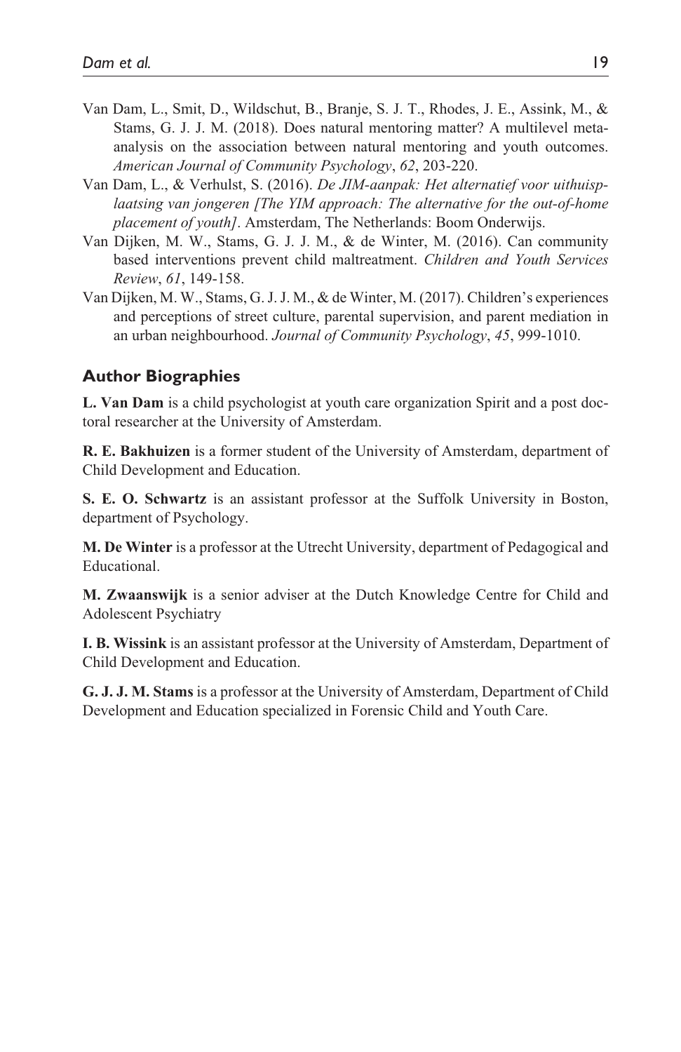Van Dam, L., Smit, D., Wildschut, B., Branje, S. J. T., Rhodes, J. E., Assink, M., & Stams, G. J. J. M. (2018). Does natural mentoring matter? A multilevel meta-analysis on the association between natural mentoring and youth outcomes. *American Journal of Community Psychology*, *62*, 203-220.

Van Dam, L., & Verhulst, S. (2016). *De JIM-aanpak: Het alternatief voor uithuisplaatsing van jongeren [The YIM approach: The alternative for the out-of-home placement of youth]*. Amsterdam, The Netherlands: Boom Onderwijs.

Van Dijken, M. W., Stams, G. J. J. M., & de Winter, M. (2016). Can community based interventions prevent child maltreatment. *Children and Youth Services Review*, *61*, 149-158.

Van Dijken, M. W., Stams, G. J. J. M., & de Winter, M. (2017). Children's experiences and perceptions of street culture, parental supervision, and parent mediation in an urban neighbourhood. *Journal of Community Psychology*, *45*, 999-1010.

## Author Biographies

**L. Van Dam** is a child psychologist at youth care organization Spirit and a post doctoral researcher at the University of Amsterdam.

**R. E. Bakhuizen** is a former student of the University of Amsterdam, department of Child Development and Education.

**S. E. O. Schwartz** is an assistant professor at the Suffolk University in Boston, department of Psychology.

**M. De Winter** is a professor at the Utrecht University, department of Pedagogical and Educational.

**M. Zwaanswijk** is a senior adviser at the Dutch Knowledge Centre for Child and Adolescent Psychiatry

**I. B. Wissink** is an assistant professor at the University of Amsterdam, Department of Child Development and Education.

**G. J. J. M. Stams** is a professor at the University of Amsterdam, Department of Child Development and Education specialized in Forensic Child and Youth Care.